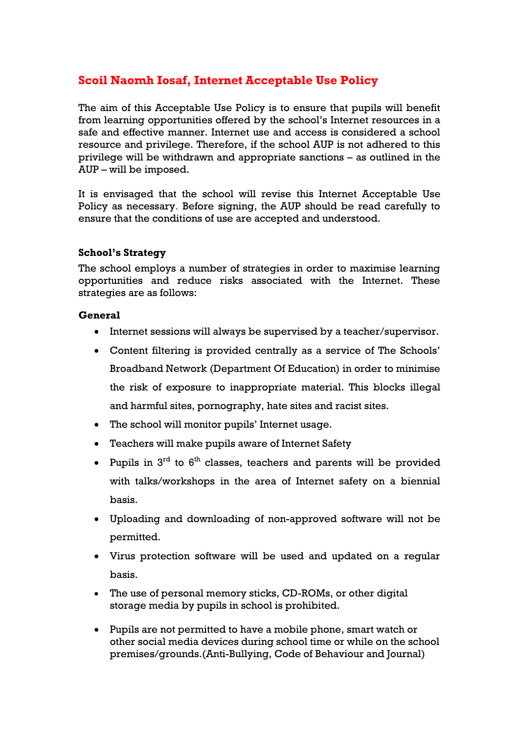# Scoil Naomh Iosaf, Internet Acceptable Use Policy

The aim of this Acceptable Use Policy is to ensure that pupils will benefit from learning opportunities offered by the school's Internet resources in a safe and effective manner. Internet use and access is considered a school resource and privilege. Therefore, if the school AUP is not adhered to this privilege will be withdrawn and appropriate sanctions – as outlined in the AUP – will be imposed.

It is envisaged that the school will revise this Internet Acceptable Use Policy as necessary. Before signing, the AUP should be read carefully to ensure that the conditions of use are accepted and understood.

### School's Strategy

The school employs a number of strategies in order to maximise learning opportunities and reduce risks associated with the Internet. These strategies are as follows:

### General

- Internet sessions will always be supervised by a teacher/supervisor.
- Content filtering is provided centrally as a service of The Schools' Broadband Network (Department Of Education) in order to minimise the risk of exposure to inappropriate material. This blocks illegal and harmful sites, pornography, hate sites and racist sites.
- The school will monitor pupils' Internet usage.
- Teachers will make pupils aware of Internet Safety
- Pupils in 3rd to 6th classes, teachers and parents will be provided with talks/workshops in the area of Internet safety on a biennial basis.
- Uploading and downloading of non-approved software will not be permitted.
- Virus protection software will be used and updated on a regular basis.
- The use of personal memory sticks, CD-ROMs, or other digital storage media by pupils in school is prohibited.
- Pupils are not permitted to have a mobile phone, smart watch or other social media devices during school time or while on the school premises/grounds.(Anti-Bullying, Code of Behaviour and Journal)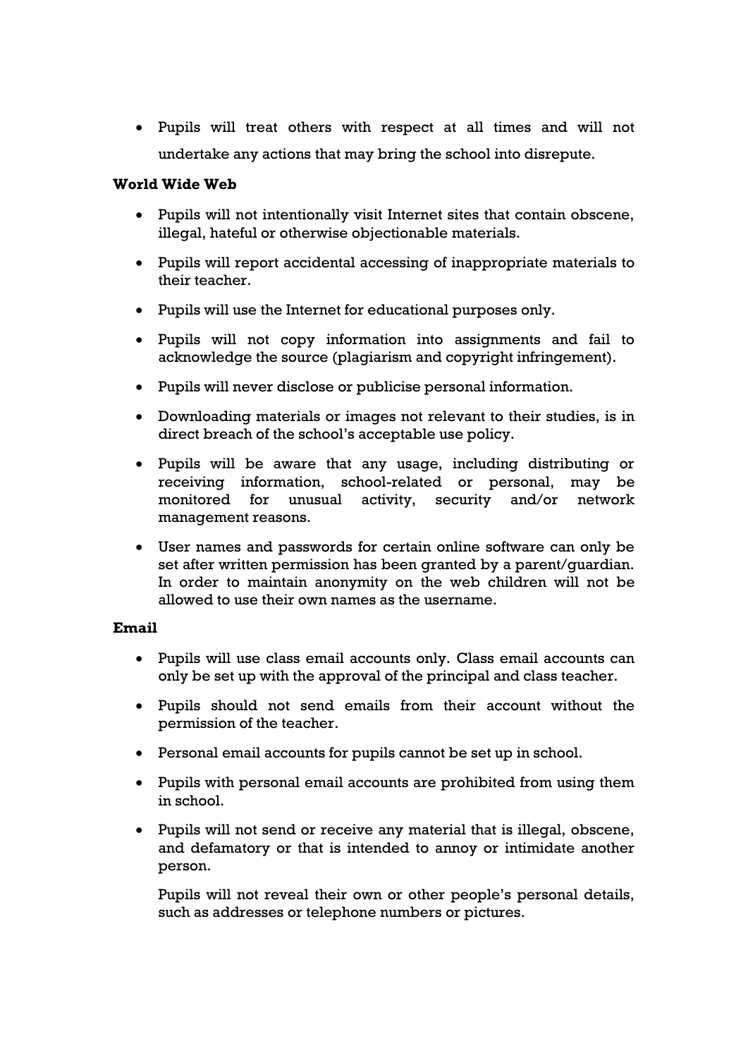- Pupils will treat others with respect at all times and will not undertake any actions that may bring the school into disrepute.

**World Wide Web**

- Pupils will not intentionally visit Internet sites that contain obscene, illegal, hateful or otherwise objectionable materials.
- Pupils will report accidental accessing of inappropriate materials to their teacher.
- Pupils will use the Internet for educational purposes only.
- Pupils will not copy information into assignments and fail to acknowledge the source (plagiarism and copyright infringement).
- Pupils will never disclose or publicise personal information.
- Downloading materials or images not relevant to their studies, is in direct breach of the school's acceptable use policy.
- Pupils will be aware that any usage, including distributing or receiving information, school-related or personal, may be monitored for unusual activity, security and/or network management reasons.
- User names and passwords for certain online software can only be set after written permission has been granted by a parent/guardian. In order to maintain anonymity on the web children will not be allowed to use their own names as the username.

**Email**

- Pupils will use class email accounts only. Class email accounts can only be set up with the approval of the principal and class teacher.
- Pupils should not send emails from their account without the permission of the teacher.
- Personal email accounts for pupils cannot be set up in school.
- Pupils with personal email accounts are prohibited from using them in school.
- Pupils will not send or receive any material that is illegal, obscene, and defamatory or that is intended to annoy or intimidate another person.

  Pupils will not reveal their own or other people's personal details, such as addresses or telephone numbers or pictures.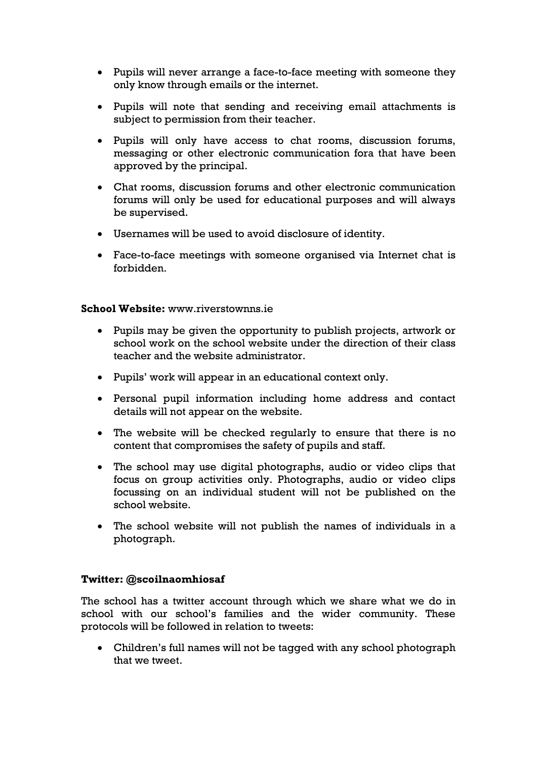- Pupils will never arrange a face-to-face meeting with someone they only know through emails or the internet.
- Pupils will note that sending and receiving email attachments is subject to permission from their teacher.
- Pupils will only have access to chat rooms, discussion forums, messaging or other electronic communication fora that have been approved by the principal.
- Chat rooms, discussion forums and other electronic communication forums will only be used for educational purposes and will always be supervised.
- Usernames will be used to avoid disclosure of identity.
- Face-to-face meetings with someone organised via Internet chat is forbidden.

**School Website:** www.riverstownns.ie

- Pupils may be given the opportunity to publish projects, artwork or school work on the school website under the direction of their class teacher and the website administrator.
- Pupils' work will appear in an educational context only.
- Personal pupil information including home address and contact details will not appear on the website.
- The website will be checked regularly to ensure that there is no content that compromises the safety of pupils and staff.
- The school may use digital photographs, audio or video clips that focus on group activities only. Photographs, audio or video clips focussing on an individual student will not be published on the school website.
- The school website will not publish the names of individuals in a photograph.

**Twitter: @scoilnaomhiosaf**

The school has a twitter account through which we share what we do in school with our school's families and the wider community. These protocols will be followed in relation to tweets:

- Children's full names will not be tagged with any school photograph that we tweet.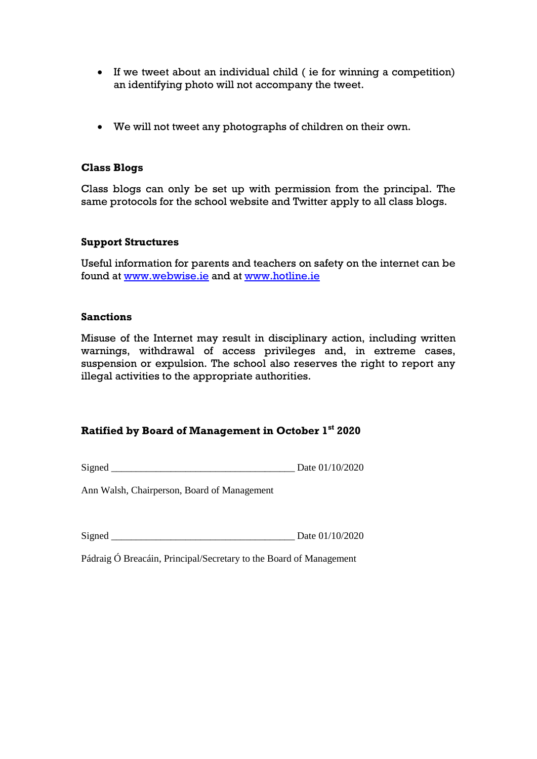- If we tweet about an individual child ( ie for winning a competition) an identifying photo will not accompany the tweet.

- We will not tweet any photographs of children on their own.

### Class Blogs

Class blogs can only be set up with permission from the principal. The same protocols for the school website and Twitter apply to all class blogs.

### Support Structures

Useful information for parents and teachers on safety on the internet can be found at [www.webwise.ie](http://www.webwise.ie) and at [www.hotline.ie](http://www.hotline.ie)

### Sanctions

Misuse of the Internet may result in disciplinary action, including written warnings, withdrawal of access privileges and, in extreme cases, suspension or expulsion. The school also reserves the right to report any illegal activities to the appropriate authorities.

### Ratified by Board of Management in October 1st 2020

Signed ____________________________________ Date 01/10/2020

Ann Walsh, Chairperson, Board of Management

Signed ____________________________________ Date 01/10/2020

Pádraig Ó Breacáin, Principal/Secretary to the Board of Management